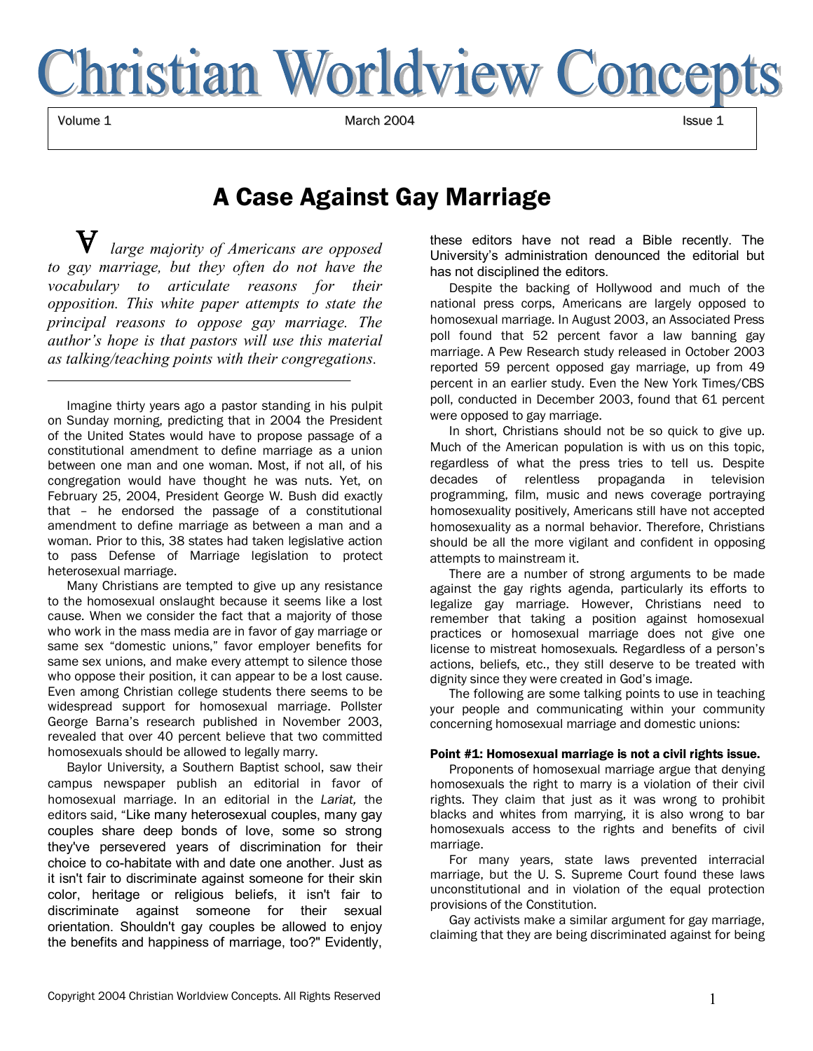# Christian Worldview Concepts

Volume 1 — March 2004 — Issue 1

## A Case Against Gay Marriage

*A large majority of Americans are opposed to gay marriage, but they often do not have the vocabulary to articulate reasons for their opposition. This white paper attempts to state the principal reasons to oppose gay marriage. The author's hope is that pastors will use this material as talking/teaching points with their congregations.*

---

Imagine thirty years ago a pastor standing in his pulpit on Sunday morning, predicting that in 2004 the President of the United States would have to propose passage of a constitutional amendment to define marriage as a union between one man and one woman. Most, if not all, of his congregation would have thought he was nuts. Yet, on February 25, 2004, President George W. Bush did exactly that – he endorsed the passage of a constitutional amendment to define marriage as between a man and a woman. Prior to this, 38 states had taken legislative action to pass Defense of Marriage legislation to protect heterosexual marriage.

Many Christians are tempted to give up any resistance to the homosexual onslaught because it seems like a lost cause. When we consider the fact that a majority of those who work in the mass media are in favor of gay marriage or same sex "domestic unions," favor employer benefits for same sex unions, and make every attempt to silence those who oppose their position, it can appear to be a lost cause. Even among Christian college students there seems to be widespread support for homosexual marriage. Pollster George Barna's research published in November 2003, revealed that over 40 percent believe that two committed homosexuals should be allowed to legally marry.

Baylor University, a Southern Baptist school, saw their campus newspaper publish an editorial in favor of homosexual marriage. In an editorial in the *Lariat,* the editors said, "Like many heterosexual couples, many gay couples share deep bonds of love, some so strong they've persevered years of discrimination for their choice to co-habitate with and date one another. Just as it isn't fair to discriminate against someone for their skin color, heritage or religious beliefs, it isn't fair to discriminate against someone for their sexual orientation. Shouldn't gay couples be allowed to enjoy the benefits and happiness of marriage, too?" Evidently, these editors have not read a Bible recently. The University's administration denounced the editorial but has not disciplined the editors.

Despite the backing of Hollywood and much of the national press corps, Americans are largely opposed to homosexual marriage. In August 2003, an Associated Press poll found that 52 percent favor a law banning gay marriage. A Pew Research study released in October 2003 reported 59 percent opposed gay marriage, up from 49 percent in an earlier study. Even the New York Times/CBS poll, conducted in December 2003, found that 61 percent were opposed to gay marriage.

In short, Christians should not be so quick to give up. Much of the American population is with us on this topic, regardless of what the press tries to tell us. Despite decades of relentless propaganda in television programming, film, music and news coverage portraying homosexuality positively, Americans still have not accepted homosexuality as a normal behavior. Therefore, Christians should be all the more vigilant and confident in opposing attempts to mainstream it.

There are a number of strong arguments to be made against the gay rights agenda, particularly its efforts to legalize gay marriage. However, Christians need to remember that taking a position against homosexual practices or homosexual marriage does not give one license to mistreat homosexuals. Regardless of a person's actions, beliefs, etc., they still deserve to be treated with dignity since they were created in God's image.

The following are some talking points to use in teaching your people and communicating within your community concerning homosexual marriage and domestic unions:

**Point #1: Homosexual marriage is not a civil rights issue.**

Proponents of homosexual marriage argue that denying homosexuals the right to marry is a violation of their civil rights. They claim that just as it was wrong to prohibit blacks and whites from marrying, it is also wrong to bar homosexuals access to the rights and benefits of civil marriage.

For many years, state laws prevented interracial marriage, but the U. S. Supreme Court found these laws unconstitutional and in violation of the equal protection provisions of the Constitution.

Gay activists make a similar argument for gay marriage, claiming that they are being discriminated against for being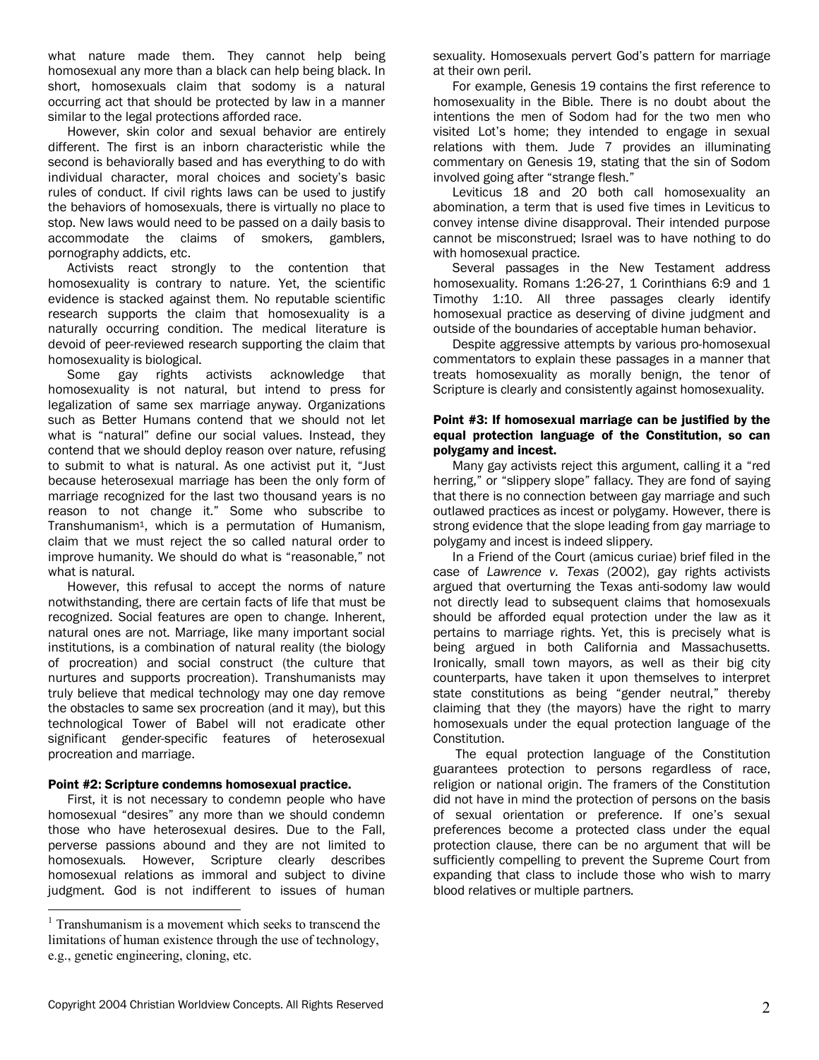what nature made them. They cannot help being homosexual any more than a black can help being black. In short, homosexuals claim that sodomy is a natural occurring act that should be protected by law in a manner similar to the legal protections afforded race.

However, skin color and sexual behavior are entirely different. The first is an inborn characteristic while the second is behaviorally based and has everything to do with individual character, moral choices and society's basic rules of conduct. If civil rights laws can be used to justify the behaviors of homosexuals, there is virtually no place to stop. New laws would need to be passed on a daily basis to accommodate the claims of smokers, gamblers, pornography addicts, etc.

Activists react strongly to the contention that homosexuality is contrary to nature. Yet, the scientific evidence is stacked against them. No reputable scientific research supports the claim that homosexuality is a naturally occurring condition. The medical literature is devoid of peer-reviewed research supporting the claim that homosexuality is biological.

Some gay rights activists acknowledge that homosexuality is not natural, but intend to press for legalization of same sex marriage anyway. Organizations such as Better Humans contend that we should not let what is "natural" define our social values. Instead, they contend that we should deploy reason over nature, refusing to submit to what is natural. As one activist put it, "Just because heterosexual marriage has been the only form of marriage recognized for the last two thousand years is no reason to not change it." Some who subscribe to Transhumanism[1], which is a permutation of Humanism, claim that we must reject the so called natural order to improve humanity. We should do what is "reasonable," not what is natural.

However, this refusal to accept the norms of nature notwithstanding, there are certain facts of life that must be recognized. Social features are open to change. Inherent, natural ones are not. Marriage, like many important social institutions, is a combination of natural reality (the biology of procreation) and social construct (the culture that nurtures and supports procreation). Transhumanists may truly believe that medical technology may one day remove the obstacles to same sex procreation (and it may), but this technological Tower of Babel will not eradicate other significant gender-specific features of heterosexual procreation and marriage.

**Point #2: Scripture condemns homosexual practice.**

First, it is not necessary to condemn people who have homosexual "desires" any more than we should condemn those who have heterosexual desires. Due to the Fall, perverse passions abound and they are not limited to homosexuals. However, Scripture clearly describes homosexual relations as immoral and subject to divine judgment. God is not indifferent to issues of human sexuality. Homosexuals pervert God's pattern for marriage at their own peril.

For example, Genesis 19 contains the first reference to homosexuality in the Bible. There is no doubt about the intentions the men of Sodom had for the two men who visited Lot's home; they intended to engage in sexual relations with them. Jude 7 provides an illuminating commentary on Genesis 19, stating that the sin of Sodom involved going after "strange flesh."

Leviticus 18 and 20 both call homosexuality an abomination, a term that is used five times in Leviticus to convey intense divine disapproval. Their intended purpose cannot be misconstrued; Israel was to have nothing to do with homosexual practice.

Several passages in the New Testament address homosexuality. Romans 1:26-27, 1 Corinthians 6:9 and 1 Timothy 1:10. All three passages clearly identify homosexual practice as deserving of divine judgment and outside of the boundaries of acceptable human behavior.

Despite aggressive attempts by various pro-homosexual commentators to explain these passages in a manner that treats homosexuality as morally benign, the tenor of Scripture is clearly and consistently against homosexuality.

**Point #3: If homosexual marriage can be justified by the equal protection language of the Constitution, so can polygamy and incest.**

Many gay activists reject this argument, calling it a "red herring," or "slippery slope" fallacy. They are fond of saying that there is no connection between gay marriage and such outlawed practices as incest or polygamy. However, there is strong evidence that the slope leading from gay marriage to polygamy and incest is indeed slippery.

In a Friend of the Court (amicus curiae) brief filed in the case of *Lawrence v. Texas* (2002), gay rights activists argued that overturning the Texas anti-sodomy law would not directly lead to subsequent claims that homosexuals should be afforded equal protection under the law as it pertains to marriage rights. Yet, this is precisely what is being argued in both California and Massachusetts. Ironically, small town mayors, as well as their big city counterparts, have taken it upon themselves to interpret state constitutions as being "gender neutral," thereby claiming that they (the mayors) have the right to marry homosexuals under the equal protection language of the Constitution.

The equal protection language of the Constitution guarantees protection to persons regardless of race, religion or national origin. The framers of the Constitution did not have in mind the protection of persons on the basis of sexual orientation or preference. If one's sexual preferences become a protected class under the equal protection clause, there can be no argument that will be sufficiently compelling to prevent the Supreme Court from expanding that class to include those who wish to marry blood relatives or multiple partners.

---

[1] Transhumanism is a movement which seeks to transcend the limitations of human existence through the use of technology, e.g., genetic engineering, cloning, etc.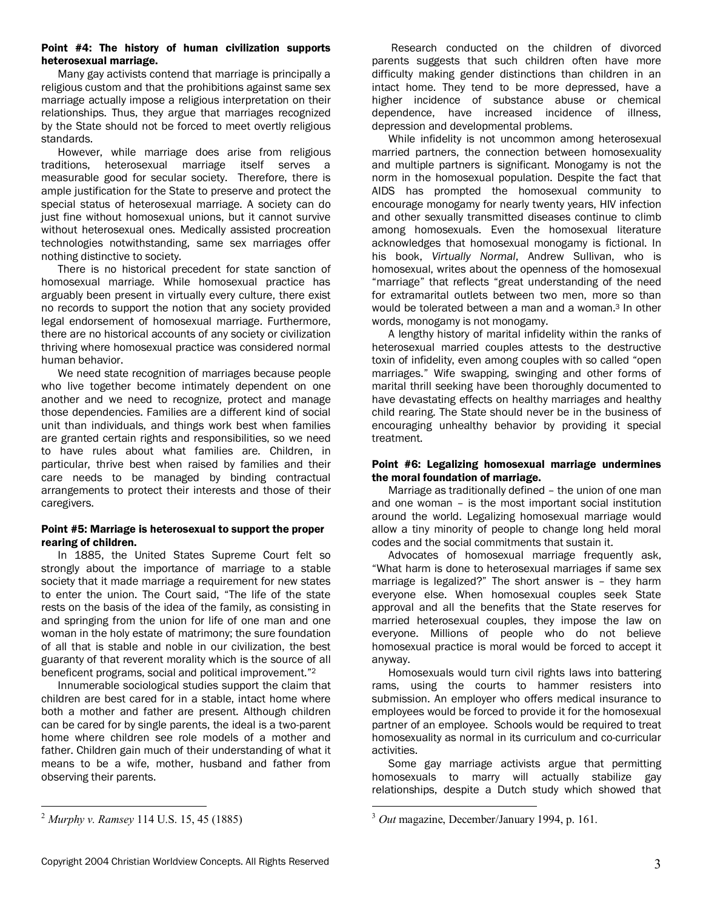**Point #4: The history of human civilization supports heterosexual marriage.**

Many gay activists contend that marriage is principally a religious custom and that the prohibitions against same sex marriage actually impose a religious interpretation on their relationships. Thus, they argue that marriages recognized by the State should not be forced to meet overtly religious standards.

However, while marriage does arise from religious traditions, heterosexual marriage itself serves a measurable good for secular society. Therefore, there is ample justification for the State to preserve and protect the special status of heterosexual marriage. A society can do just fine without homosexual unions, but it cannot survive without heterosexual ones. Medically assisted procreation technologies notwithstanding, same sex marriages offer nothing distinctive to society.

There is no historical precedent for state sanction of homosexual marriage. While homosexual practice has arguably been present in virtually every culture, there exist no records to support the notion that any society provided legal endorsement of homosexual marriage. Furthermore, there are no historical accounts of any society or civilization thriving where homosexual practice was considered normal human behavior.

We need state recognition of marriages because people who live together become intimately dependent on one another and we need to recognize, protect and manage those dependencies. Families are a different kind of social unit than individuals, and things work best when families are granted certain rights and responsibilities, so we need to have rules about what families are. Children, in particular, thrive best when raised by families and their care needs to be managed by binding contractual arrangements to protect their interests and those of their caregivers.

**Point #5: Marriage is heterosexual to support the proper rearing of children.**

In 1885, the United States Supreme Court felt so strongly about the importance of marriage to a stable society that it made marriage a requirement for new states to enter the union. The Court said, "The life of the state rests on the basis of the idea of the family, as consisting in and springing from the union for life of one man and one woman in the holy estate of matrimony; the sure foundation of all that is stable and noble in our civilization, the best guaranty of that reverent morality which is the source of all beneficent programs, social and political improvement."[2]

Innumerable sociological studies support the claim that children are best cared for in a stable, intact home where both a mother and father are present. Although children can be cared for by single parents, the ideal is a two-parent home where children see role models of a mother and father. Children gain much of their understanding of what it means to be a wife, mother, husband and father from observing their parents.

Research conducted on the children of divorced parents suggests that such children often have more difficulty making gender distinctions than children in an intact home. They tend to be more depressed, have a higher incidence of substance abuse or chemical dependence, have increased incidence of illness, depression and developmental problems.

While infidelity is not uncommon among heterosexual married partners, the connection between homosexuality and multiple partners is significant. Monogamy is not the norm in the homosexual population. Despite the fact that AIDS has prompted the homosexual community to encourage monogamy for nearly twenty years, HIV infection and other sexually transmitted diseases continue to climb among homosexuals. Even the homosexual literature acknowledges that homosexual monogamy is fictional. In his book, *Virtually Normal*, Andrew Sullivan, who is homosexual, writes about the openness of the homosexual "marriage" that reflects "great understanding of the need for extramarital outlets between two men, more so than would be tolerated between a man and a woman.[3] In other words, monogamy is not monogamy.

A lengthy history of marital infidelity within the ranks of heterosexual married couples attests to the destructive toxin of infidelity, even among couples with so called "open marriages." Wife swapping, swinging and other forms of marital thrill seeking have been thoroughly documented to have devastating effects on healthy marriages and healthy child rearing. The State should never be in the business of encouraging unhealthy behavior by providing it special treatment.

**Point #6: Legalizing homosexual marriage undermines the moral foundation of marriage.**

Marriage as traditionally defined – the union of one man and one woman – is the most important social institution around the world. Legalizing homosexual marriage would allow a tiny minority of people to change long held moral codes and the social commitments that sustain it.

Advocates of homosexual marriage frequently ask, "What harm is done to heterosexual marriages if same sex marriage is legalized?" The short answer is – they harm everyone else. When homosexual couples seek State approval and all the benefits that the State reserves for married heterosexual couples, they impose the law on everyone. Millions of people who do not believe homosexual practice is moral would be forced to accept it anyway.

Homosexuals would turn civil rights laws into battering rams, using the courts to hammer resisters into submission. An employer who offers medical insurance to employees would be forced to provide it for the homosexual partner of an employee. Schools would be required to treat homosexuality as normal in its curriculum and co-curricular activities.

Some gay marriage activists argue that permitting homosexuals to marry will actually stabilize gay relationships, despite a Dutch study which showed that

---

[2] *Murphy v. Ramsey* 114 U.S. 15, 45 (1885)

[3] *Out* magazine, December/January 1994, p. 161.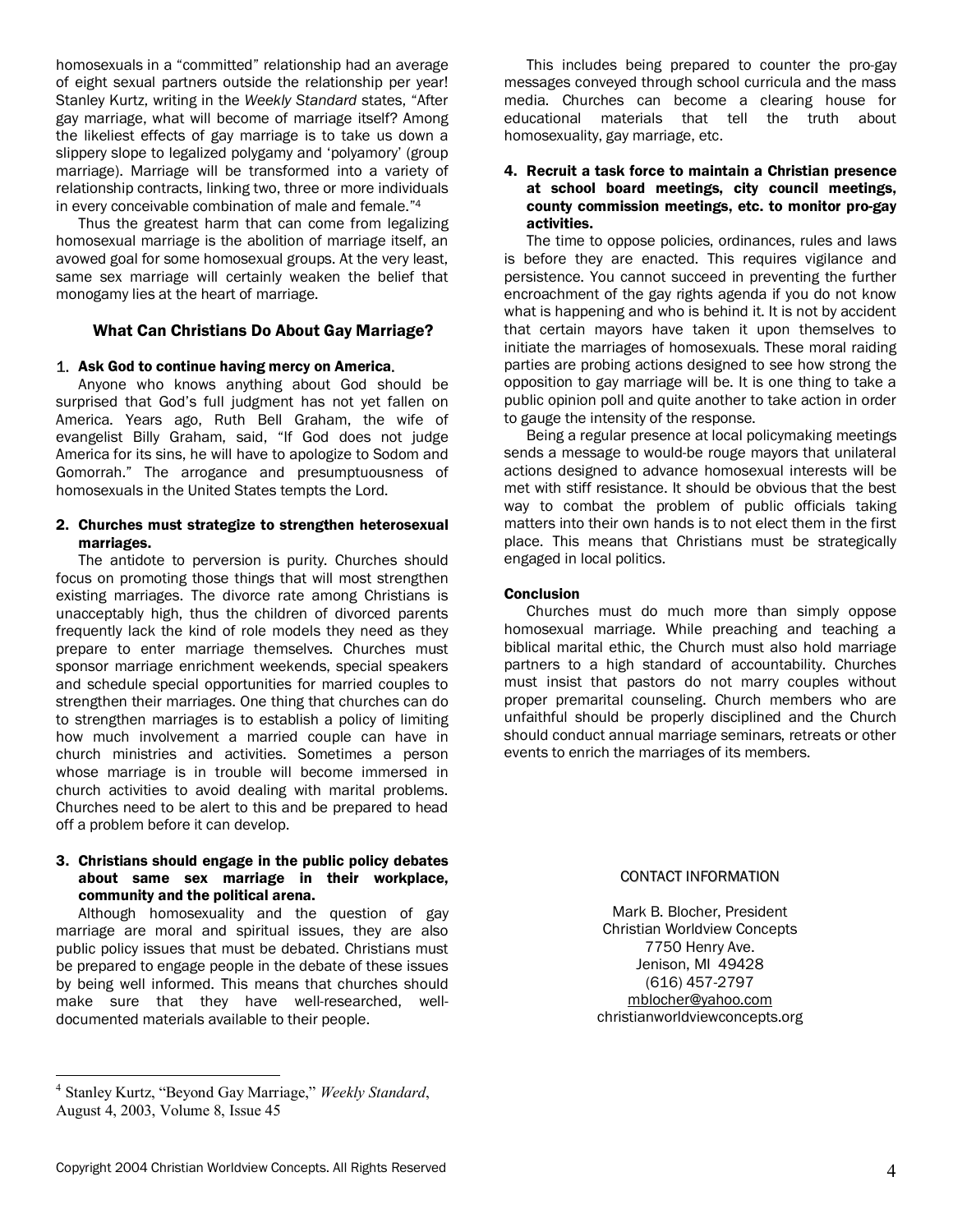homosexuals in a "committed" relationship had an average of eight sexual partners outside the relationship per year! Stanley Kurtz, writing in the *Weekly Standard* states, "After gay marriage, what will become of marriage itself? Among the likeliest effects of gay marriage is to take us down a slippery slope to legalized polygamy and 'polyamory' (group marriage). Marriage will be transformed into a variety of relationship contracts, linking two, three or more individuals in every conceivable combination of male and female."[4]

Thus the greatest harm that can come from legalizing homosexual marriage is the abolition of marriage itself, an avowed goal for some homosexual groups. At the very least, same sex marriage will certainly weaken the belief that monogamy lies at the heart of marriage.

## What Can Christians Do About Gay Marriage?

1. **Ask God to continue having mercy on America**.

Anyone who knows anything about God should be surprised that God's full judgment has not yet fallen on America. Years ago, Ruth Bell Graham, the wife of evangelist Billy Graham, said, "If God does not judge America for its sins, he will have to apologize to Sodom and Gomorrah." The arrogance and presumptuousness of homosexuals in the United States tempts the Lord.

2. **Churches must strategize to strengthen heterosexual marriages.**

The antidote to perversion is purity. Churches should focus on promoting those things that will most strengthen existing marriages. The divorce rate among Christians is unacceptably high, thus the children of divorced parents frequently lack the kind of role models they need as they prepare to enter marriage themselves. Churches must sponsor marriage enrichment weekends, special speakers and schedule special opportunities for married couples to strengthen their marriages. One thing that churches can do to strengthen marriages is to establish a policy of limiting how much involvement a married couple can have in church ministries and activities. Sometimes a person whose marriage is in trouble will become immersed in church activities to avoid dealing with marital problems. Churches need to be alert to this and be prepared to head off a problem before it can develop.

3. **Christians should engage in the public policy debates about same sex marriage in their workplace, community and the political arena.**

Although homosexuality and the question of gay marriage are moral and spiritual issues, they are also public policy issues that must be debated. Christians must be prepared to engage people in the debate of these issues by being well informed. This means that churches should make sure that they have well-researched, well-documented materials available to their people.

This includes being prepared to counter the pro-gay messages conveyed through school curricula and the mass media. Churches can become a clearing house for educational materials that tell the truth about homosexuality, gay marriage, etc.

4. **Recruit a task force to maintain a Christian presence at school board meetings, city council meetings, county commission meetings, etc. to monitor pro-gay activities.**

The time to oppose policies, ordinances, rules and laws is before they are enacted. This requires vigilance and persistence. You cannot succeed in preventing the further encroachment of the gay rights agenda if you do not know what is happening and who is behind it. It is not by accident that certain mayors have taken it upon themselves to initiate the marriages of homosexuals. These moral raiding parties are probing actions designed to see how strong the opposition to gay marriage will be. It is one thing to take a public opinion poll and quite another to take action in order to gauge the intensity of the response.

Being a regular presence at local policymaking meetings sends a message to would-be rouge mayors that unilateral actions designed to advance homosexual interests will be met with stiff resistance. It should be obvious that the best way to combat the problem of public officials taking matters into their own hands is to not elect them in the first place. This means that Christians must be strategically engaged in local politics.

**Conclusion**

Churches must do much more than simply oppose homosexual marriage. While preaching and teaching a biblical marital ethic, the Church must also hold marriage partners to a high standard of accountability. Churches must insist that pastors do not marry couples without proper premarital counseling. Church members who are unfaithful should be properly disciplined and the Church should conduct annual marriage seminars, retreats or other events to enrich the marriages of its members.

CONTACT INFORMATION

Mark B. Blocher, President
Christian Worldview Concepts
7750 Henry Ave.
Jenison, MI 49428
(616) 457-2797
mblocher@yahoo.com
christianworldviewconcepts.org

[4] Stanley Kurtz, "Beyond Gay Marriage," *Weekly Standard*, August 4, 2003, Volume 8, Issue 45

Copyright 2004 Christian Worldview Concepts. All Rights Reserved